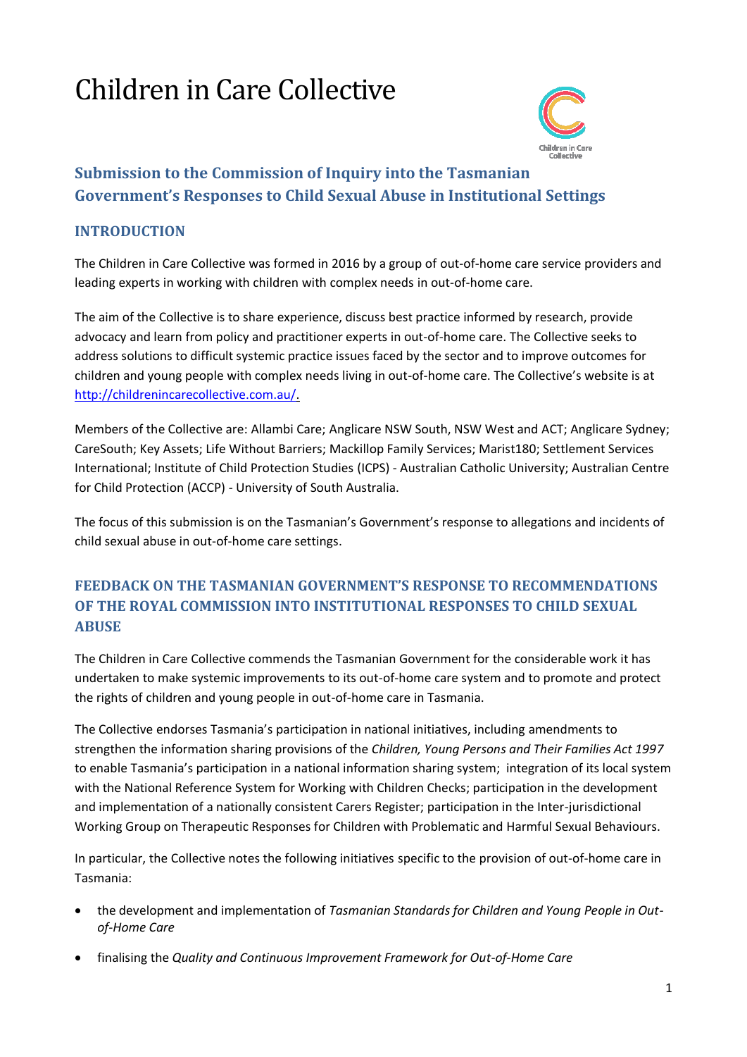# Children in Care Collective

## Submission to the Commission of Inquiry into the Tasmanian Government's Responses to Child Sexual Abuse in Institutional Settings

### INTRODUCTION

The Children in Care Collective was formed in 2016 by a group of out-of-home care service providers and leading experts in working with children with complex needs in out-of-home care.

The aim of the Collective is to share experience, discuss best practice informed by research, provide advocacy and learn from policy and practitioner experts in out-of-home care. The Collective seeks to address solutions to difficult systemic practice issues faced by the sector and to improve outcomes for children and young people with complex needs living in out-of-home care. The Collective's website is at [http://childrenincarecollective.com.au/](http://childrenincarecollective.com.au/).

Members of the Collective are: Allambi Care; Anglicare NSW South, NSW West and ACT; Anglicare Sydney; CareSouth; Key Assets; Life Without Barriers; Mackillop Family Services; Marist180; Settlement Services International; Institute of Child Protection Studies (ICPS) - Australian Catholic University; Australian Centre for Child Protection (ACCP) - University of South Australia.

The focus of this submission is on the Tasmanian's Government's response to allegations and incidents of child sexual abuse in out-of-home care settings.

### FEEDBACK ON THE TASMANIAN GOVERNMENT'S RESPONSE TO RECOMMENDATIONS OF THE ROYAL COMMISSION INTO INSTITUTIONAL RESPONSES TO CHILD SEXUAL ABUSE

The Children in Care Collective commends the Tasmanian Government for the considerable work it has undertaken to make systemic improvements to its out-of-home care system and to promote and protect the rights of children and young people in out-of-home care in Tasmania.

The Collective endorses Tasmania's participation in national initiatives, including amendments to strengthen the information sharing provisions of the *Children, Young Persons and Their Families Act 1997* to enable Tasmania's participation in a national information sharing system; integration of its local system with the National Reference System for Working with Children Checks; participation in the development and implementation of a nationally consistent Carers Register; participation in the Inter-jurisdictional Working Group on Therapeutic Responses for Children with Problematic and Harmful Sexual Behaviours.

In particular, the Collective notes the following initiatives specific to the provision of out-of-home care in Tasmania:

- the development and implementation of *Tasmanian Standards for Children and Young People in Out-of-Home Care*
- finalising the *Quality and Continuous Improvement Framework for Out-of-Home Care*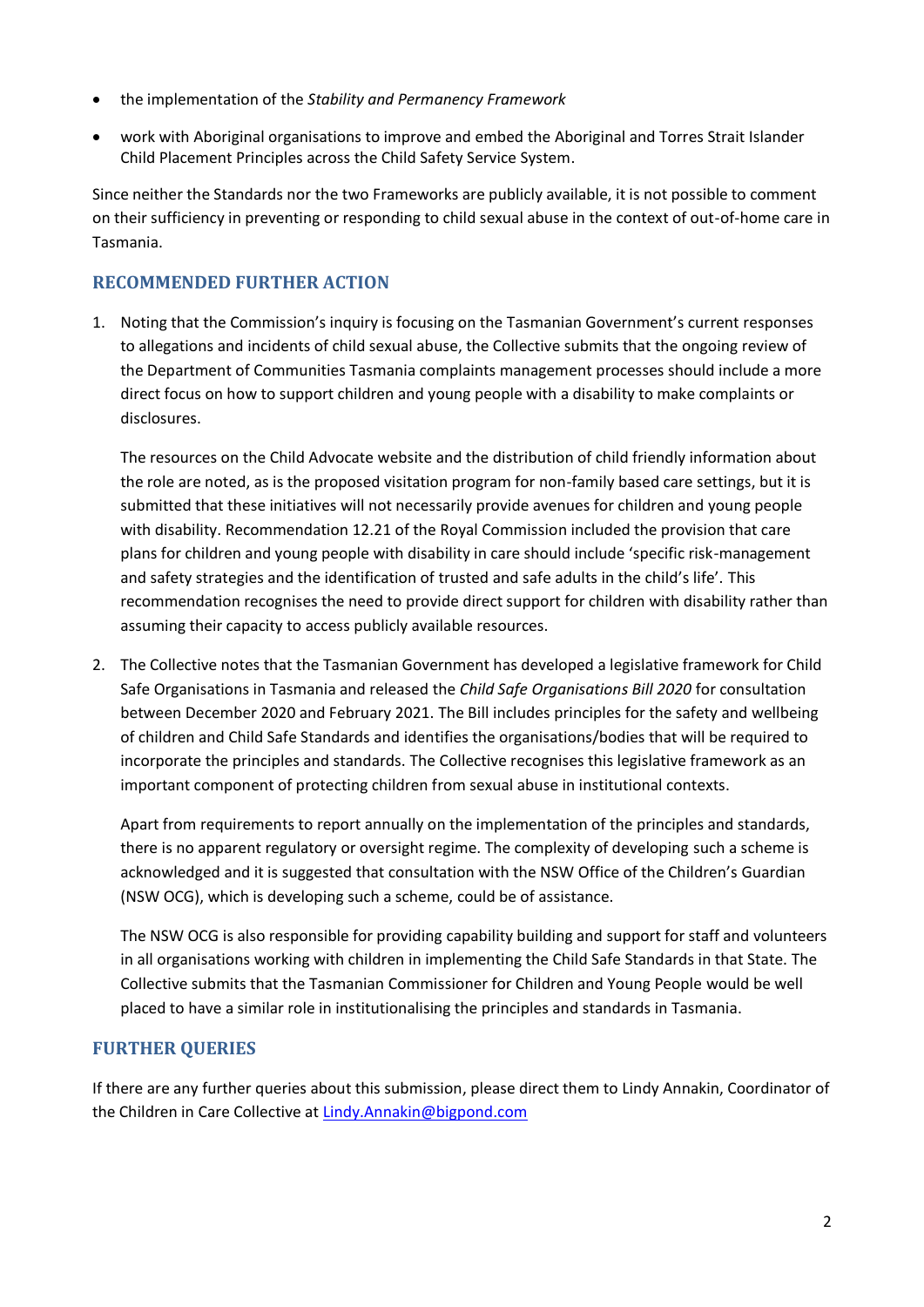- the implementation of the *Stability and Permanency Framework*
- work with Aboriginal organisations to improve and embed the Aboriginal and Torres Strait Islander Child Placement Principles across the Child Safety Service System.

Since neither the Standards nor the two Frameworks are publicly available, it is not possible to comment on their sufficiency in preventing or responding to child sexual abuse in the context of out-of-home care in Tasmania.

## RECOMMENDED FURTHER ACTION

1. Noting that the Commission's inquiry is focusing on the Tasmanian Government's current responses to allegations and incidents of child sexual abuse, the Collective submits that the ongoing review of the Department of Communities Tasmania complaints management processes should include a more direct focus on how to support children and young people with a disability to make complaints or disclosures.

   The resources on the Child Advocate website and the distribution of child friendly information about the role are noted, as is the proposed visitation program for non-family based care settings, but it is submitted that these initiatives will not necessarily provide avenues for children and young people with disability. Recommendation 12.21 of the Royal Commission included the provision that care plans for children and young people with disability in care should include 'specific risk-management and safety strategies and the identification of trusted and safe adults in the child's life'. This recommendation recognises the need to provide direct support for children with disability rather than assuming their capacity to access publicly available resources.

2. The Collective notes that the Tasmanian Government has developed a legislative framework for Child Safe Organisations in Tasmania and released the *Child Safe Organisations Bill 2020* for consultation between December 2020 and February 2021. The Bill includes principles for the safety and wellbeing of children and Child Safe Standards and identifies the organisations/bodies that will be required to incorporate the principles and standards. The Collective recognises this legislative framework as an important component of protecting children from sexual abuse in institutional contexts.

   Apart from requirements to report annually on the implementation of the principles and standards, there is no apparent regulatory or oversight regime. The complexity of developing such a scheme is acknowledged and it is suggested that consultation with the NSW Office of the Children's Guardian (NSW OCG), which is developing such a scheme, could be of assistance.

   The NSW OCG is also responsible for providing capability building and support for staff and volunteers in all organisations working with children in implementing the Child Safe Standards in that State. The Collective submits that the Tasmanian Commissioner for Children and Young People would be well placed to have a similar role in institutionalising the principles and standards in Tasmania.

## FURTHER QUERIES

If there are any further queries about this submission, please direct them to Lindy Annakin, Coordinator of the Children in Care Collective at Lindy.Annakin@bigpond.com